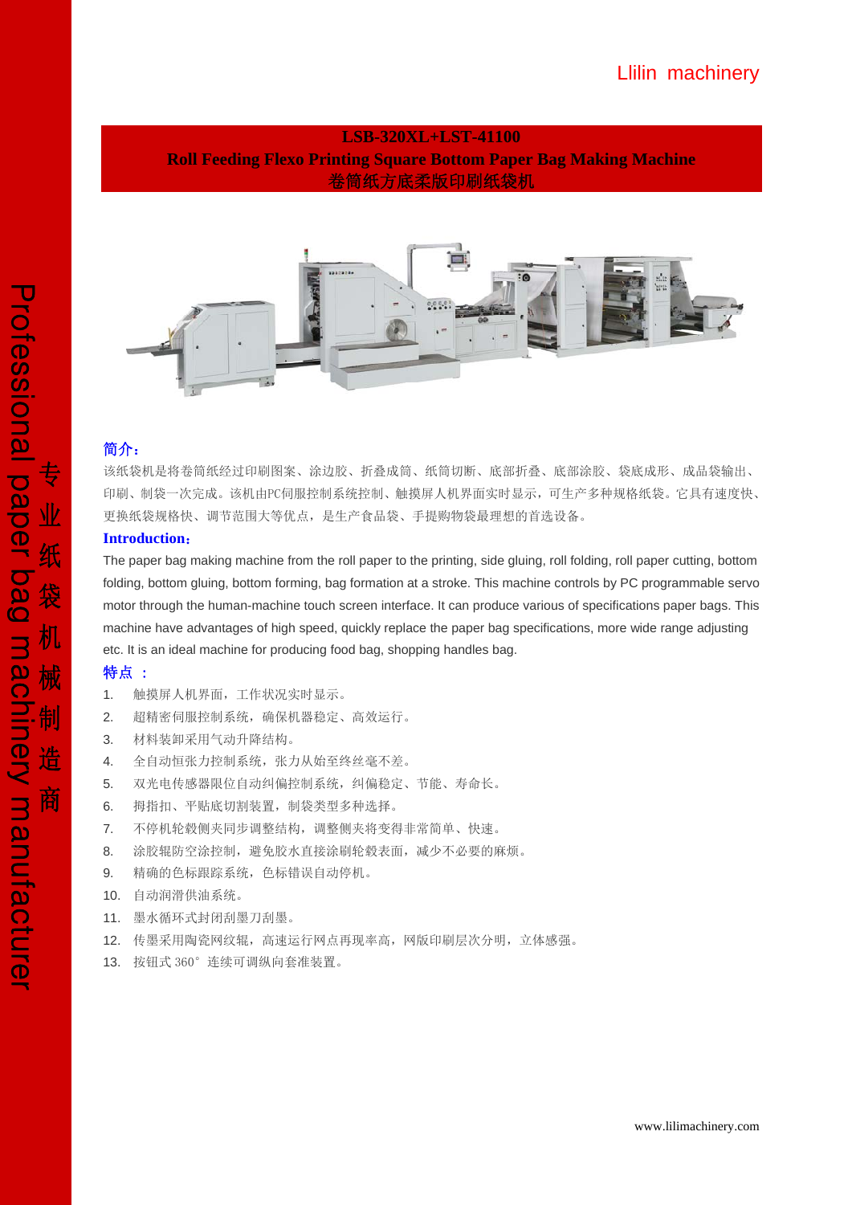Llilin machinery

# LSB-320XL+LST-41100
# Roll Feeding Flexo Printing Square Bottom Paper Bag Making Machine
# 卷筒纸方底柔版印刷纸袋机

Professional paper bag machinery manufacturer

专业纸袋机械制造商

## 简介：

该纸袋机是将卷筒纸经过印刷图案、涂边胶、折叠成筒、纸筒切断、底部折叠、底部涂胶、袋底成形、成品袋输出、印刷、制袋一次完成。该机由PC伺服控制系统控制、触摸屏人机界面实时显示，可生产多种规格纸袋。它具有速度快、更换纸袋规格快、调节范围大等优点，是生产食品袋、手提购物袋最理想的首选设备。

## Introduction：

The paper bag making machine from the roll paper to the printing, side gluing, roll folding, roll paper cutting, bottom folding, bottom gluing, bottom forming, bag formation at a stroke. This machine controls by PC programmable servo motor through the human-machine touch screen interface. It can produce various of specifications paper bags. This machine have advantages of high speed, quickly replace the paper bag specifications, more wide range adjusting etc. It is an ideal machine for producing food bag, shopping handles bag.

## 特点 ：

1. 触摸屏人机界面，工作状况实时显示。
2. 超精密伺服控制系统，确保机器稳定、高效运行。
3. 材料装卸采用气动升降结构。
4. 全自动恒张力控制系统，张力从始至终丝毫不差。
5. 双光电传感器限位自动纠偏控制系统，纠偏稳定、节能、寿命长。
6. 拇指扣、平贴底切割装置，制袋类型多种选择。
7. 不停机轮毂侧夹同步调整结构，调整侧夹将变得非常简单、快速。
8. 涂胶辊防空涂控制，避免胶水直接涂刷轮毂表面，减少不必要的麻烦。
9. 精确的色标跟踪系统，色标错误自动停机。
10. 自动润滑供油系统。
11. 墨水循环式封闭刮墨刀刮墨。
12. 传墨采用陶瓷网纹辊，高速运行网点再现率高，网版印刷层次分明，立体感强。
13. 按钮式 360° 连续可调纵向套准装置。

www.lilimachinery.com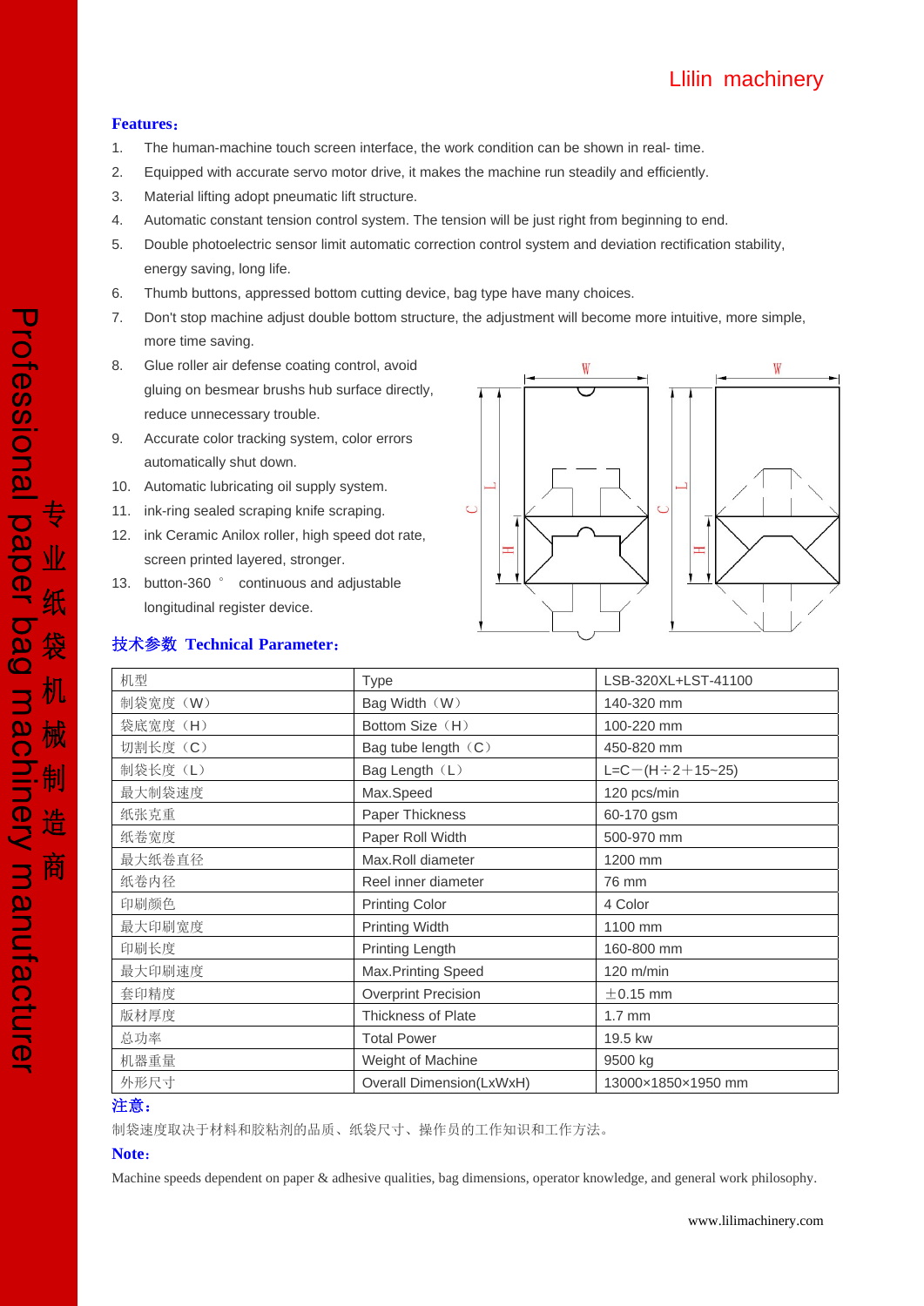Llilin machinery

**Features:**

1. The human-machine touch screen interface, the work condition can be shown in real- time.
2. Equipped with accurate servo motor drive, it makes the machine run steadily and efficiently.
3. Material lifting adopt pneumatic lift structure.
4. Automatic constant tension control system. The tension will be just right from beginning to end.
5. Double photoelectric sensor limit automatic correction control system and deviation rectification stability, energy saving, long life.
6. Thumb buttons, appressed bottom cutting device, bag type have many choices.
7. Don't stop machine adjust double bottom structure, the adjustment will become more intuitive, more simple, more time saving.
8. Glue roller air defense coating control, avoid gluing on besmear brushs hub surface directly, reduce unnecessary trouble.
9. Accurate color tracking system, color errors automatically shut down.
10. Automatic lubricating oil supply system.
11. ink-ring sealed scraping knife scraping.
12. ink Ceramic Anilox roller, high speed dot rate, screen printed layered, stronger.
13. button-360 ° continuous and adjustable longitudinal register device.

W
L
C
H

W
L
C
H

**技术参数 Technical Parameter:**

| | | |
|---|---|---|
| 机型 | Type | LSB-320XL+LST-41100 |
| 制袋宽度（W） | Bag Width（W） | 140-320 mm |
| 袋底宽度（H） | Bottom Size（H） | 100-220 mm |
| 切割长度（C） | Bag tube length（C） | 450-820 mm |
| 制袋长度（L） | Bag Length（L） | L=C－(H÷2＋15~25) |
| 最大制袋速度 | Max.Speed | 120 pcs/min |
| 纸张克重 | Paper Thickness | 60-170 gsm |
| 纸卷宽度 | Paper Roll Width | 500-970 mm |
| 最大纸卷直径 | Max.Roll diameter | 1200 mm |
| 纸卷内径 | Reel inner diameter | 76 mm |
| 印刷颜色 | Printing Color | 4 Color |
| 最大印刷宽度 | Printing Width | 1100 mm |
| 印刷长度 | Printing Length | 160-800 mm |
| 最大印刷速度 | Max.Printing Speed | 120 m/min |
| 套印精度 | Overprint Precision | ±0.15 mm |
| 版材厚度 | Thickness of Plate | 1.7 mm |
| 总功率 | Total Power | 19.5 kw |
| 机器重量 | Weight of Machine | 9500 kg |
| 外形尺寸 | Overall Dimension(LxWxH) | 13000×1850×1950 mm |

**注意:**

制袋速度取决于材料和胶粘剂的品质、纸袋尺寸、操作员的工作知识和工作方法。

**Note:**

Machine speeds dependent on paper & adhesive qualities, bag dimensions, operator knowledge, and general work philosophy.

www.lilimachinery.com